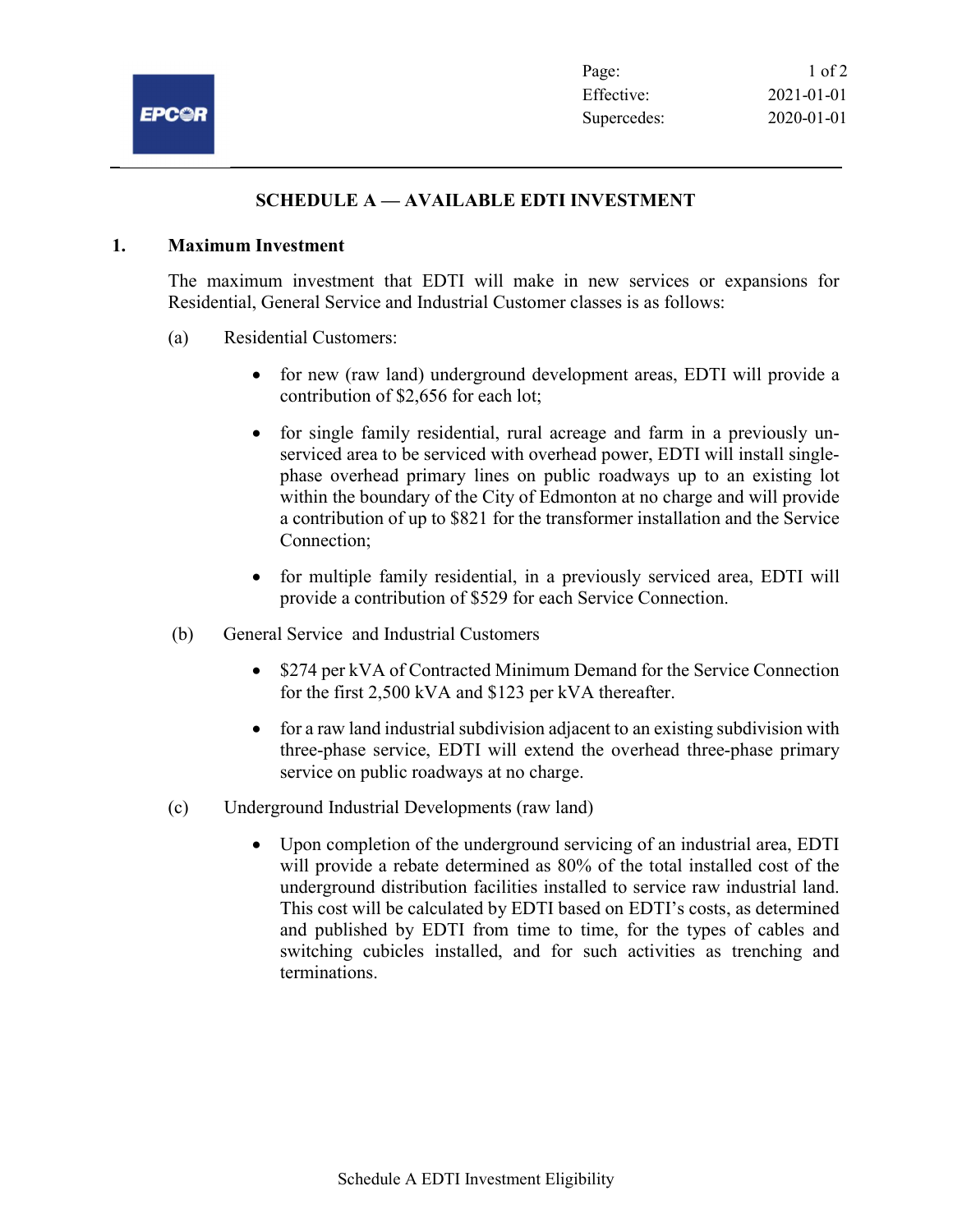# SCHEDULE A — AVAILABLE EDTI INVESTMENT

## 1. Maximum Investment

The maximum investment that EDTI will make in new services or expansions for Residential, General Service and Industrial Customer classes is as follows:

(a) Residential Customers:

- for new (raw land) underground development areas, EDTI will provide a contribution of $2,656 for each lot;
- for single family residential, rural acreage and farm in a previously un-serviced area to be serviced with overhead power, EDTI will install single-phase overhead primary lines on public roadways up to an existing lot within the boundary of the City of Edmonton at no charge and will provide a contribution of up to $821 for the transformer installation and the Service Connection;
- for multiple family residential, in a previously serviced area, EDTI will provide a contribution of $529 for each Service Connection.

(b) General Service and Industrial Customers

- $274 per kVA of Contracted Minimum Demand for the Service Connection for the first 2,500 kVA and $123 per kVA thereafter.
- for a raw land industrial subdivision adjacent to an existing subdivision with three-phase service, EDTI will extend the overhead three-phase primary service on public roadways at no charge.

(c) Underground Industrial Developments (raw land)

- Upon completion of the underground servicing of an industrial area, EDTI will provide a rebate determined as 80% of the total installed cost of the underground distribution facilities installed to service raw industrial land. This cost will be calculated by EDTI based on EDTI's costs, as determined and published by EDTI from time to time, for the types of cables and switching cubicles installed, and for such activities as trenching and terminations.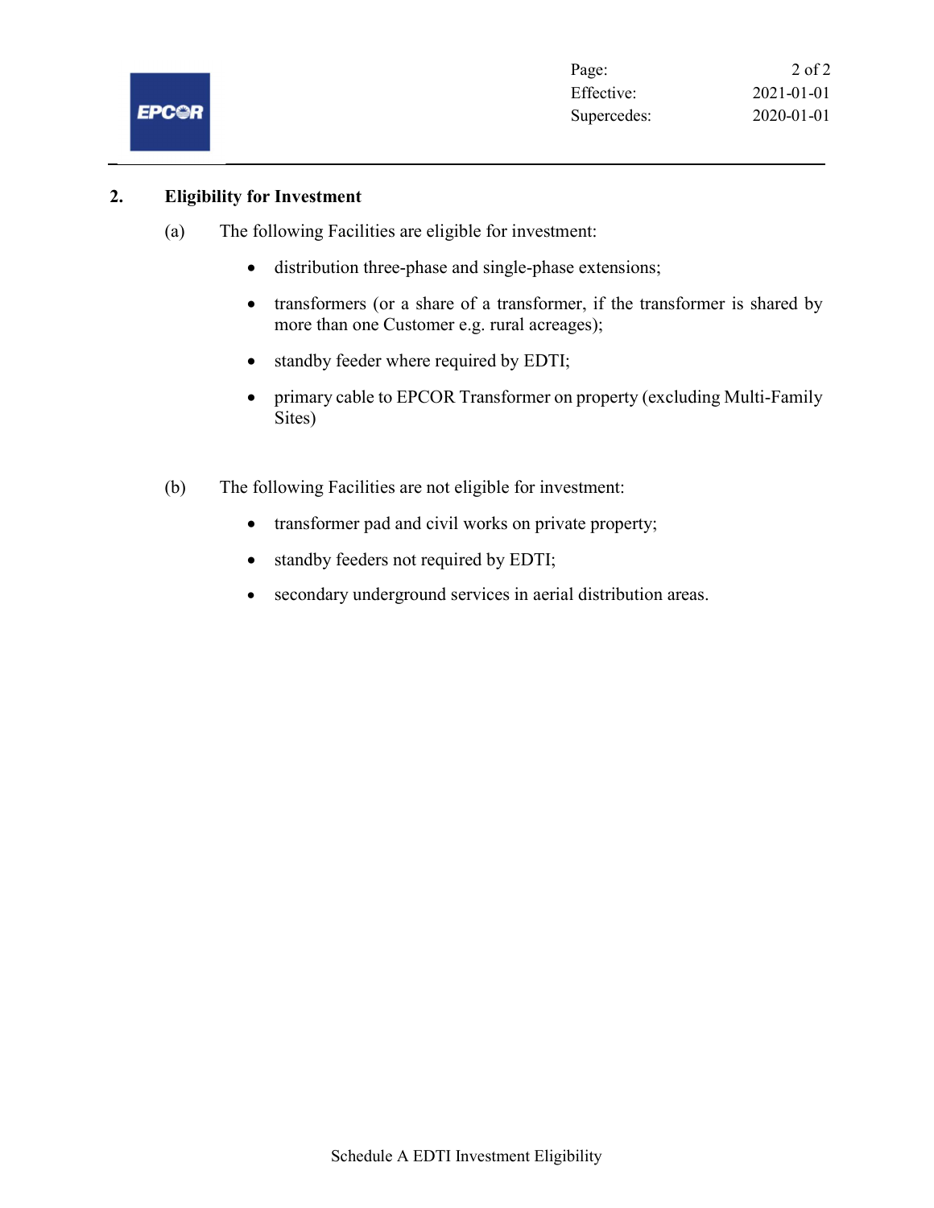## 2. Eligibility for Investment

(a) The following Facilities are eligible for investment:

- distribution three-phase and single-phase extensions;
- transformers (or a share of a transformer, if the transformer is shared by more than one Customer e.g. rural acreages);
- standby feeder where required by EDTI;
- primary cable to EPCOR Transformer on property (excluding Multi-Family Sites)

(b) The following Facilities are not eligible for investment:

- transformer pad and civil works on private property;
- standby feeders not required by EDTI;
- secondary underground services in aerial distribution areas.